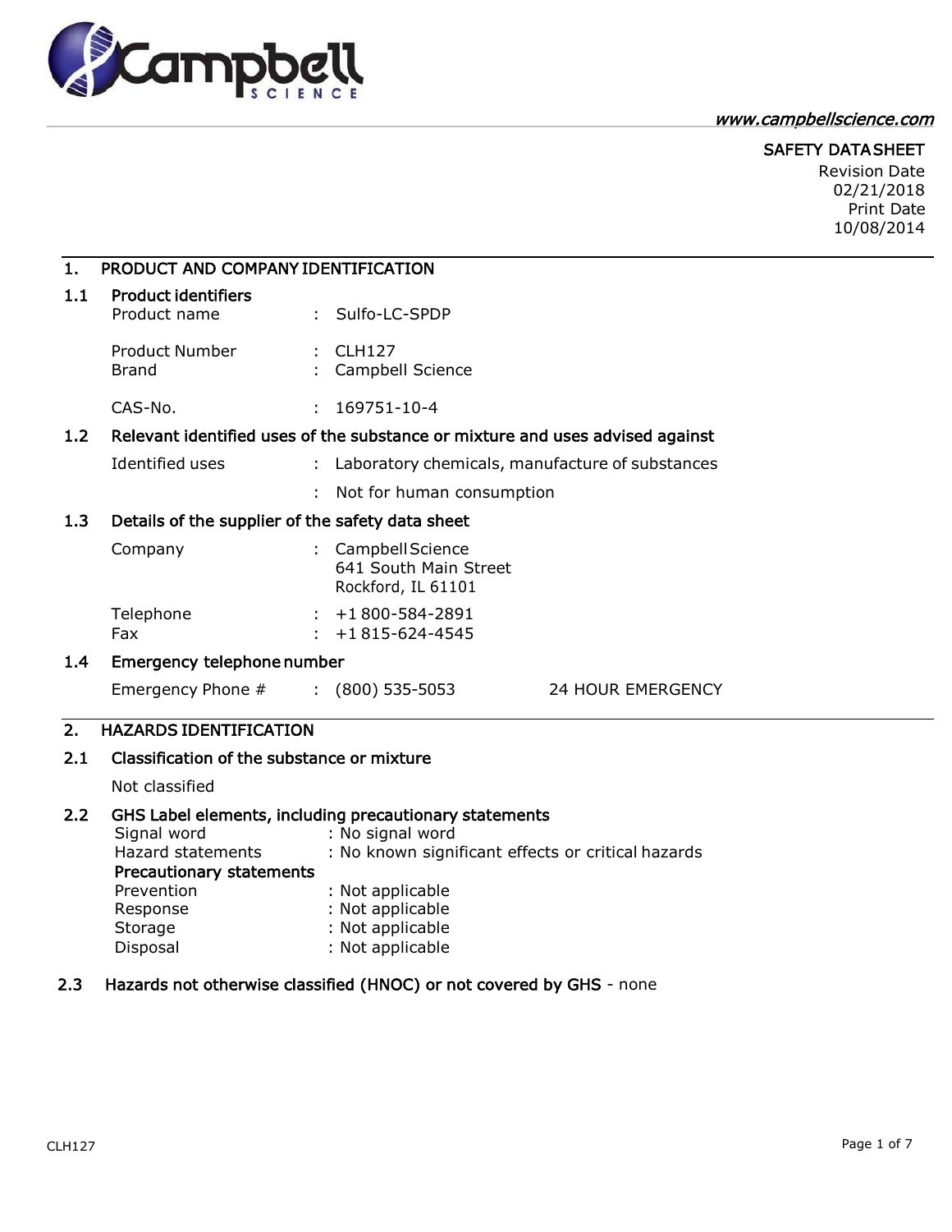www.campbellscience.com

**SAFETY DATA SHEET**

Revision Date
02/21/2018
Print Date
10/08/2014

## 1. PRODUCT AND COMPANY IDENTIFICATION

### 1.1 Product identifiers

Product name : Sulfo-LC-SPDP

Product Number : CLH127
Brand : Campbell Science

CAS-No. : 169751-10-4

### 1.2 Relevant identified uses of the substance or mixture and uses advised against

Identified uses : Laboratory chemicals, manufacture of substances

: Not for human consumption

### 1.3 Details of the supplier of the safety data sheet

Company : Campbell Science
641 South Main Street
Rockford, IL 61101

Telephone : +1 800-584-2891
Fax : +1 815-624-4545

### 1.4 Emergency telephone number

Emergency Phone # : (800) 535-5053 24 HOUR EMERGENCY

## 2. HAZARDS IDENTIFICATION

### 2.1 Classification of the substance or mixture

Not classified

### 2.2 GHS Label elements, including precautionary statements

Signal word : No signal word
Hazard statements : No known significant effects or critical hazards

**Precautionary statements**

Prevention : Not applicable
Response : Not applicable
Storage : Not applicable
Disposal : Not applicable

### 2.3 Hazards not otherwise classified (HNOC) or not covered by GHS - none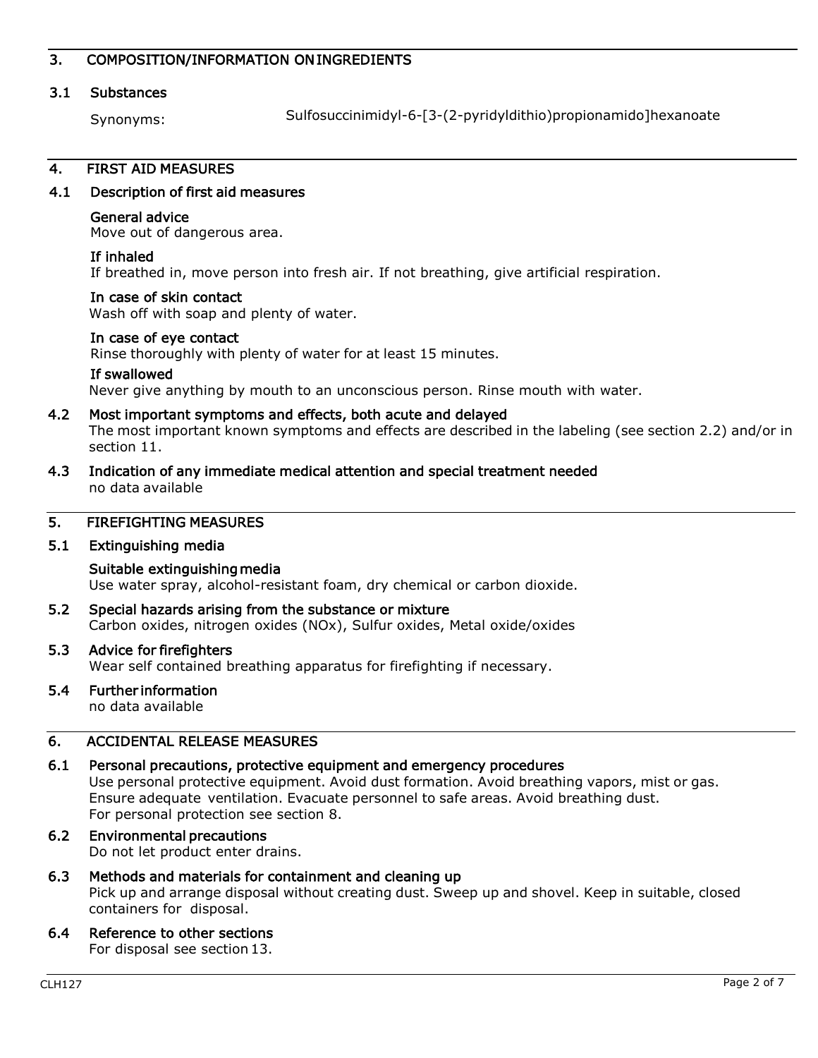## 3. COMPOSITION/INFORMATION ON INGREDIENTS

### 3.1 Substances

Synonyms: Sulfosuccinimidyl-6-[3-(2-pyridyldithio)propionamido]hexanoate

## 4. FIRST AID MEASURES

### 4.1 Description of first aid measures

**General advice**
Move out of dangerous area.

**If inhaled**
If breathed in, move person into fresh air. If not breathing, give artificial respiration.

**In case of skin contact**
Wash off with soap and plenty of water.

**In case of eye contact**
Rinse thoroughly with plenty of water for at least 15 minutes.

**If swallowed**
Never give anything by mouth to an unconscious person. Rinse mouth with water.

### 4.2 Most important symptoms and effects, both acute and delayed

The most important known symptoms and effects are described in the labeling (see section 2.2) and/or in section 11.

### 4.3 Indication of any immediate medical attention and special treatment needed

no data available

## 5. FIREFIGHTING MEASURES

### 5.1 Extinguishing media

**Suitable extinguishing media**
Use water spray, alcohol-resistant foam, dry chemical or carbon dioxide.

### 5.2 Special hazards arising from the substance or mixture

Carbon oxides, nitrogen oxides (NOx), Sulfur oxides, Metal oxide/oxides

### 5.3 Advice for firefighters

Wear self contained breathing apparatus for firefighting if necessary.

### 5.4 Further information

no data available

## 6. ACCIDENTAL RELEASE MEASURES

### 6.1 Personal precautions, protective equipment and emergency procedures

Use personal protective equipment. Avoid dust formation. Avoid breathing vapors, mist or gas. Ensure adequate ventilation. Evacuate personnel to safe areas. Avoid breathing dust. For personal protection see section 8.

### 6.2 Environmental precautions

Do not let product enter drains.

### 6.3 Methods and materials for containment and cleaning up

Pick up and arrange disposal without creating dust. Sweep up and shovel. Keep in suitable, closed containers for disposal.

### 6.4 Reference to other sections

For disposal see section 13.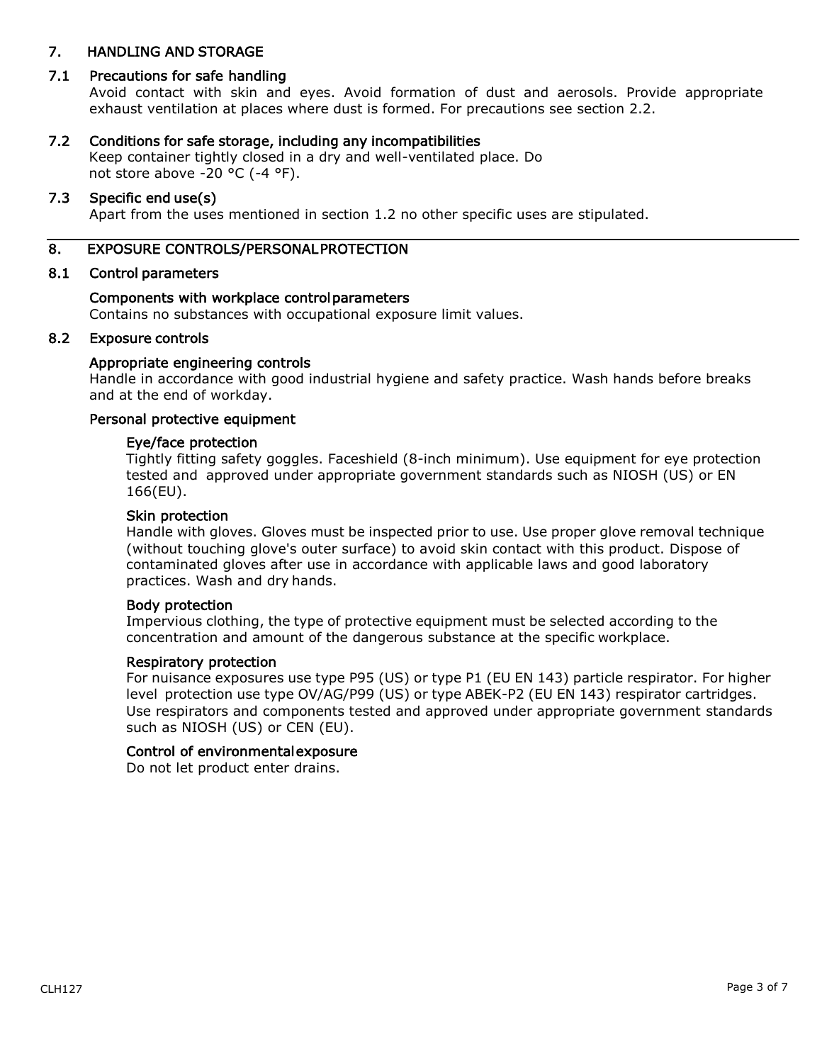## 7. HANDLING AND STORAGE

### 7.1 Precautions for safe handling

Avoid contact with skin and eyes. Avoid formation of dust and aerosols. Provide appropriate exhaust ventilation at places where dust is formed. For precautions see section 2.2.

### 7.2 Conditions for safe storage, including any incompatibilities

Keep container tightly closed in a dry and well-ventilated place. Do not store above -20 °C (-4 °F).

### 7.3 Specific end use(s)

Apart from the uses mentioned in section 1.2 no other specific uses are stipulated.

## 8. EXPOSURE CONTROLS/PERSONAL PROTECTION

### 8.1 Control parameters

**Components with workplace control parameters**

Contains no substances with occupational exposure limit values.

### 8.2 Exposure controls

**Appropriate engineering controls**

Handle in accordance with good industrial hygiene and safety practice. Wash hands before breaks and at the end of workday.

**Personal protective equipment**

**Eye/face protection**

Tightly fitting safety goggles. Faceshield (8-inch minimum). Use equipment for eye protection tested and approved under appropriate government standards such as NIOSH (US) or EN 166(EU).

**Skin protection**

Handle with gloves. Gloves must be inspected prior to use. Use proper glove removal technique (without touching glove's outer surface) to avoid skin contact with this product. Dispose of contaminated gloves after use in accordance with applicable laws and good laboratory practices. Wash and dry hands.

**Body protection**

Impervious clothing, the type of protective equipment must be selected according to the concentration and amount of the dangerous substance at the specific workplace.

**Respiratory protection**

For nuisance exposures use type P95 (US) or type P1 (EU EN 143) particle respirator. For higher level protection use type OV/AG/P99 (US) or type ABEK-P2 (EU EN 143) respirator cartridges. Use respirators and components tested and approved under appropriate government standards such as NIOSH (US) or CEN (EU).

**Control of environmental exposure**

Do not let product enter drains.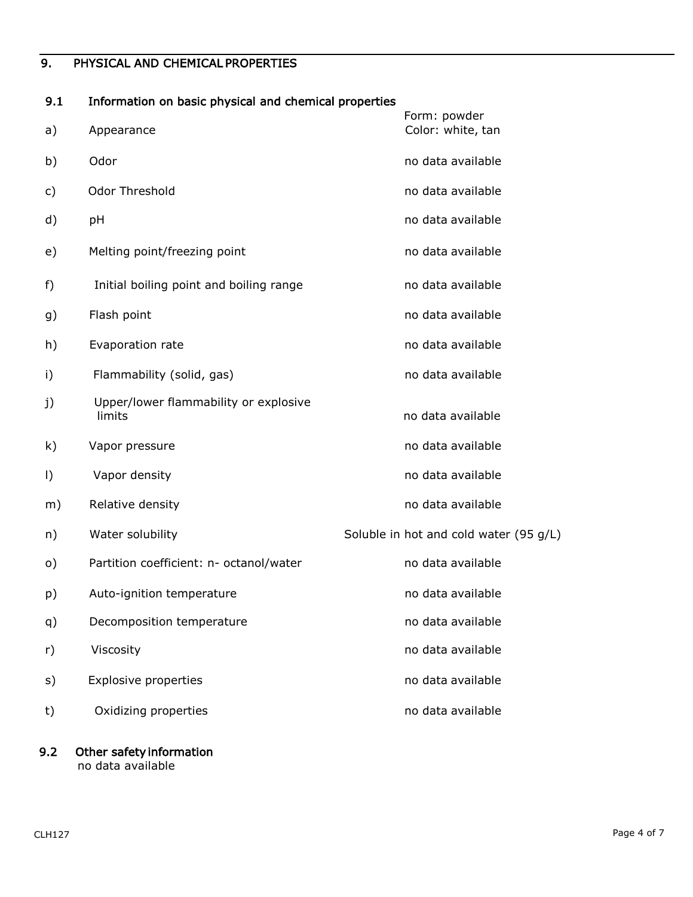## 9. PHYSICAL AND CHEMICAL PROPERTIES

### 9.1 Information on basic physical and chemical properties

| | | |
|---|---|---|
| a) | Appearance | Form: powder<br>Color: white, tan |
| b) | Odor | no data available |
| c) | Odor Threshold | no data available |
| d) | pH | no data available |
| e) | Melting point/freezing point | no data available |
| f) | Initial boiling point and boiling range | no data available |
| g) | Flash point | no data available |
| h) | Evaporation rate | no data available |
| i) | Flammability (solid, gas) | no data available |
| j) | Upper/lower flammability or explosive limits | no data available |
| k) | Vapor pressure | no data available |
| l) | Vapor density | no data available |
| m) | Relative density | no data available |
| n) | Water solubility | Soluble in hot and cold water (95 g/L) |
| o) | Partition coefficient: n- octanol/water | no data available |
| p) | Auto-ignition temperature | no data available |
| q) | Decomposition temperature | no data available |
| r) | Viscosity | no data available |
| s) | Explosive properties | no data available |
| t) | Oxidizing properties | no data available |

### 9.2 Other safety information

no data available

CLH127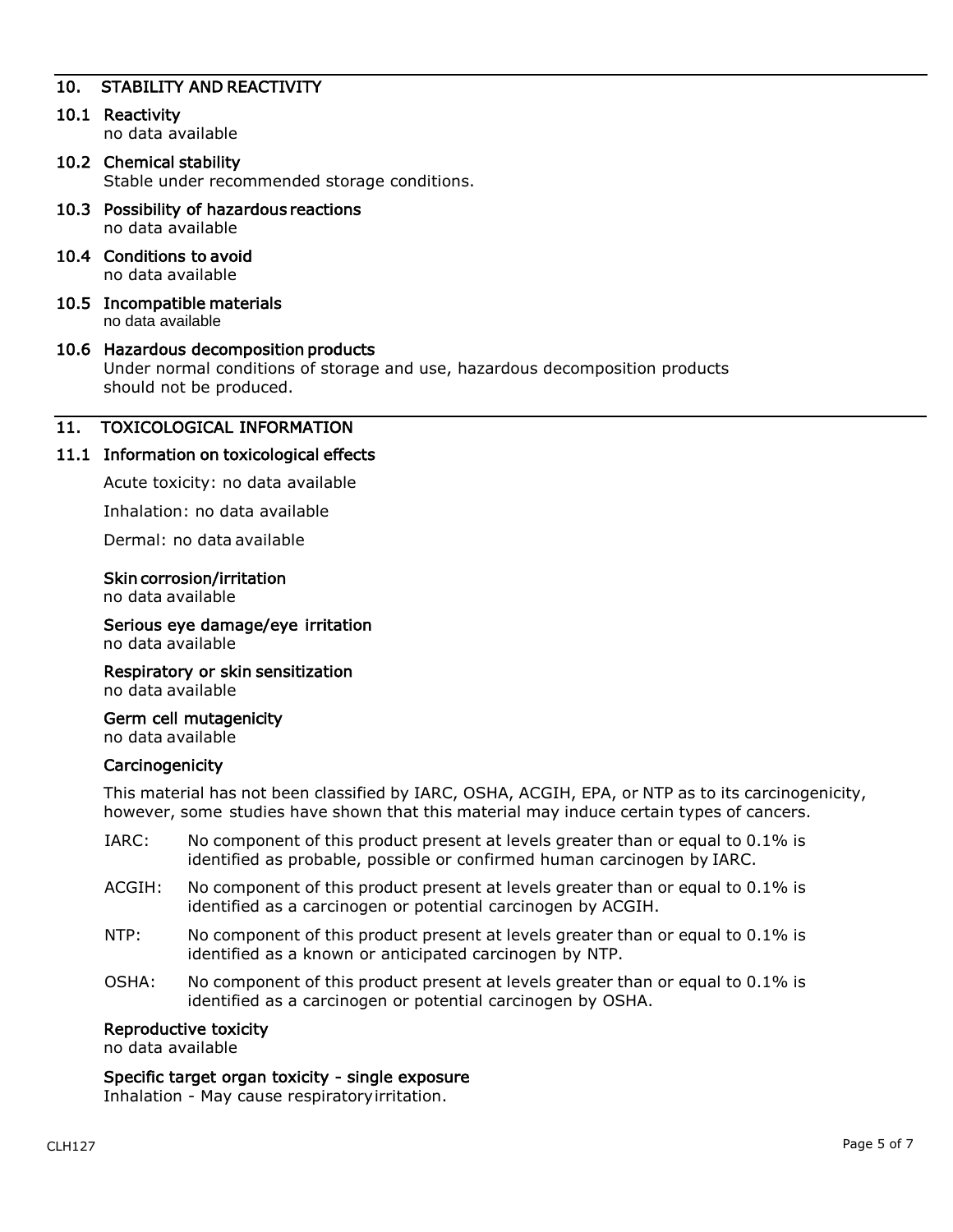## 10. STABILITY AND REACTIVITY

### 10.1 Reactivity

no data available

### 10.2 Chemical stability

Stable under recommended storage conditions.

### 10.3 Possibility of hazardous reactions

no data available

### 10.4 Conditions to avoid

no data available

### 10.5 Incompatible materials

no data available

### 10.6 Hazardous decomposition products

Under normal conditions of storage and use, hazardous decomposition products should not be produced.

## 11. TOXICOLOGICAL INFORMATION

### 11.1 Information on toxicological effects

Acute toxicity: no data available

Inhalation: no data available

Dermal: no data available

**Skin corrosion/irritation**

no data available

**Serious eye damage/eye irritation**

no data available

**Respiratory or skin sensitization**

no data available

**Germ cell mutagenicity**

no data available

**Carcinogenicity**

This material has not been classified by IARC, OSHA, ACGIH, EPA, or NTP as to its carcinogenicity, however, some studies have shown that this material may induce certain types of cancers.

IARC: No component of this product present at levels greater than or equal to 0.1% is identified as probable, possible or confirmed human carcinogen by IARC.

ACGIH: No component of this product present at levels greater than or equal to 0.1% is identified as a carcinogen or potential carcinogen by ACGIH.

NTP: No component of this product present at levels greater than or equal to 0.1% is identified as a known or anticipated carcinogen by NTP.

OSHA: No component of this product present at levels greater than or equal to 0.1% is identified as a carcinogen or potential carcinogen by OSHA.

**Reproductive toxicity**

no data available

**Specific target organ toxicity - single exposure**

Inhalation - May cause respiratory irritation.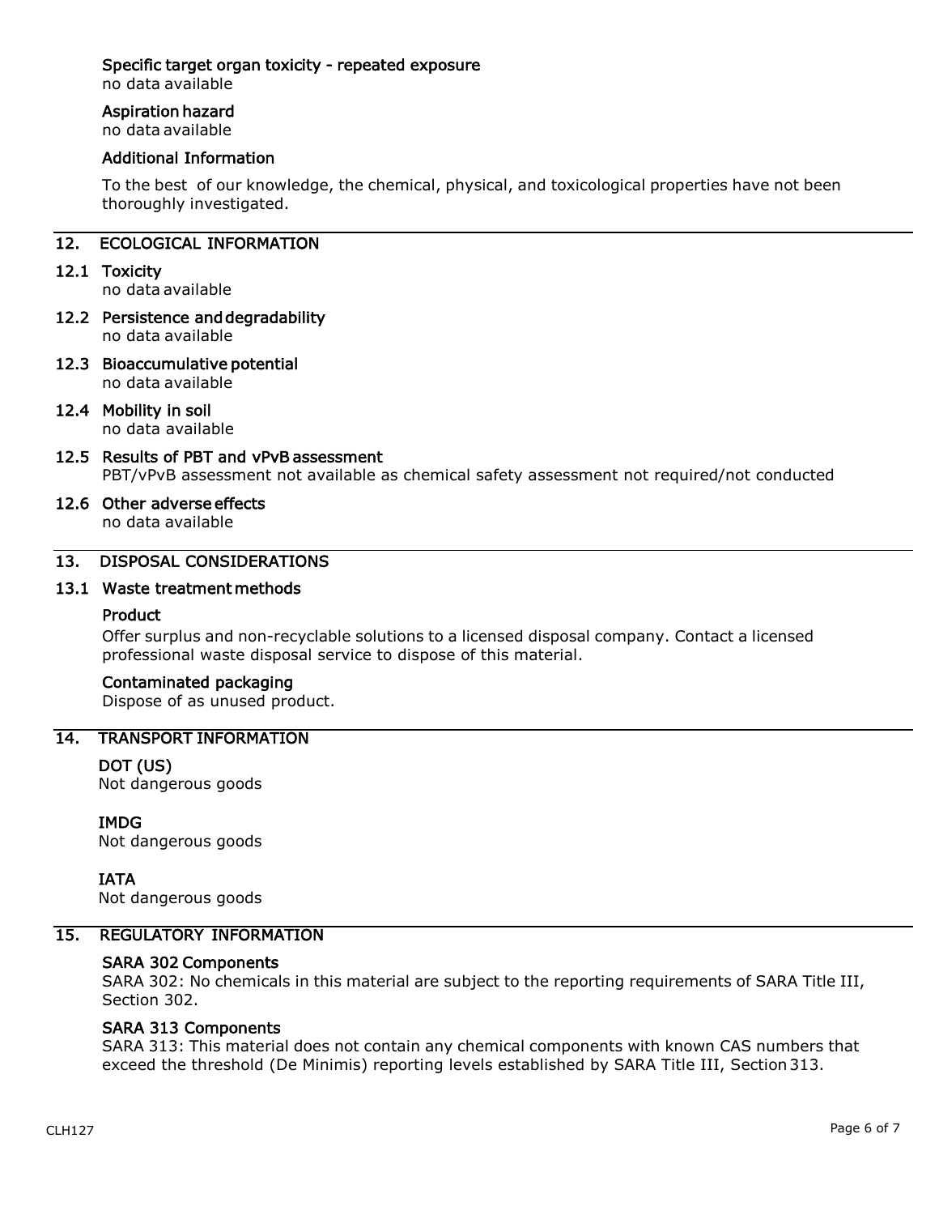### Specific target organ toxicity - repeated exposure

no data available

### Aspiration hazard

no data available

### Additional Information

To the best of our knowledge, the chemical, physical, and toxicological properties have not been thoroughly investigated.

## 12. ECOLOGICAL INFORMATION

### 12.1 Toxicity

no data available

### 12.2 Persistence and degradability

no data available

### 12.3 Bioaccumulative potential

no data available

### 12.4 Mobility in soil

no data available

### 12.5 Results of PBT and vPvB assessment

PBT/vPvB assessment not available as chemical safety assessment not required/not conducted

### 12.6 Other adverse effects

no data available

## 13. DISPOSAL CONSIDERATIONS

### 13.1 Waste treatment methods

#### Product

Offer surplus and non-recyclable solutions to a licensed disposal company. Contact a licensed professional waste disposal service to dispose of this material.

#### Contaminated packaging

Dispose of as unused product.

## 14. TRANSPORT INFORMATION

### DOT (US)

Not dangerous goods

### IMDG

Not dangerous goods

### IATA

Not dangerous goods

## 15. REGULATORY INFORMATION

### SARA 302 Components

SARA 302: No chemicals in this material are subject to the reporting requirements of SARA Title III, Section 302.

### SARA 313 Components

SARA 313: This material does not contain any chemical components with known CAS numbers that exceed the threshold (De Minimis) reporting levels established by SARA Title III, Section 313.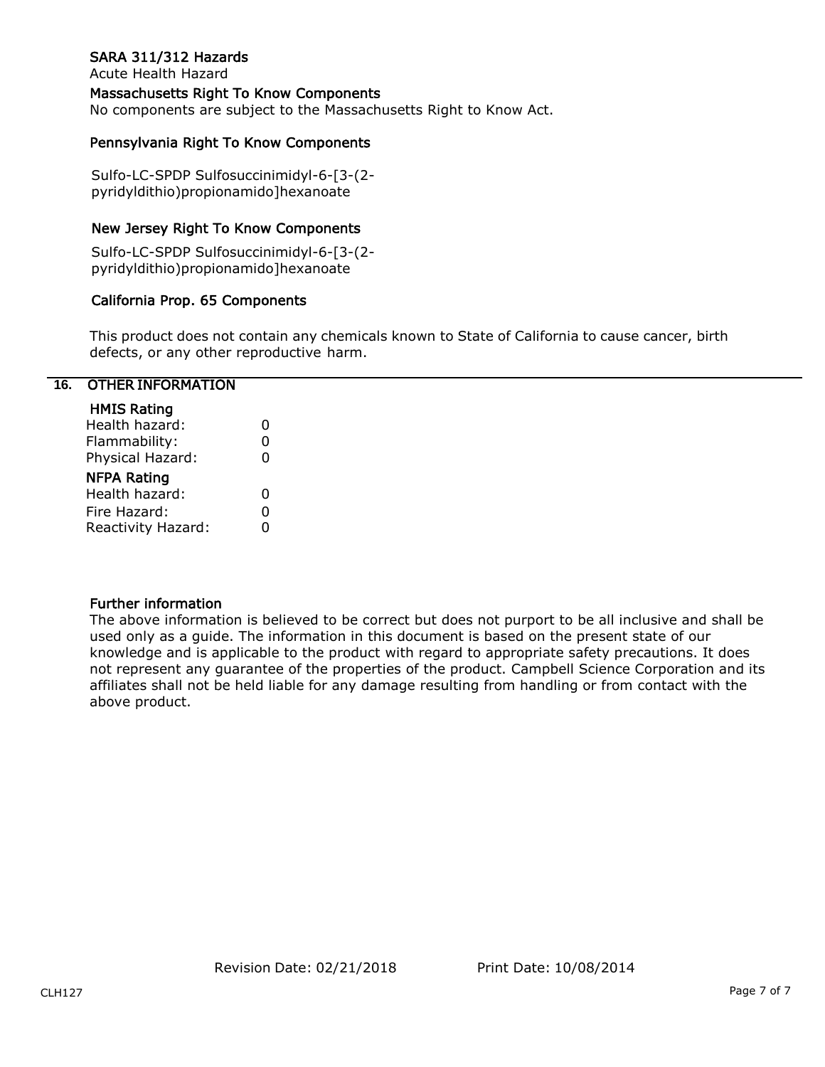### SARA 311/312 Hazards

Acute Health Hazard

### Massachusetts Right To Know Components

No components are subject to the Massachusetts Right to Know Act.

### Pennsylvania Right To Know Components

Sulfo-LC-SPDP Sulfosuccinimidyl-6-[3-(2-pyridyldithio)propionamido]hexanoate

### New Jersey Right To Know Components

Sulfo-LC-SPDP Sulfosuccinimidyl-6-[3-(2-pyridyldithio)propionamido]hexanoate

### California Prop. 65 Components

This product does not contain any chemicals known to State of California to cause cancer, birth defects, or any other reproductive harm.

## 16. OTHER INFORMATION

### HMIS Rating

| | |
|---|---|
| Health hazard: | 0 |
| Flammability: | 0 |
| Physical Hazard: | 0 |

### NFPA Rating

| | |
|---|---|
| Health hazard: | 0 |
| Fire Hazard: | 0 |
| Reactivity Hazard: | 0 |

### Further information

The above information is believed to be correct but does not purport to be all inclusive and shall be used only as a guide. The information in this document is based on the present state of our knowledge and is applicable to the product with regard to appropriate safety precautions. It does not represent any guarantee of the properties of the product. Campbell Science Corporation and its affiliates shall not be held liable for any damage resulting from handling or from contact with the above product.

Revision Date: 02/21/2018 Print Date: 10/08/2014

CLH127